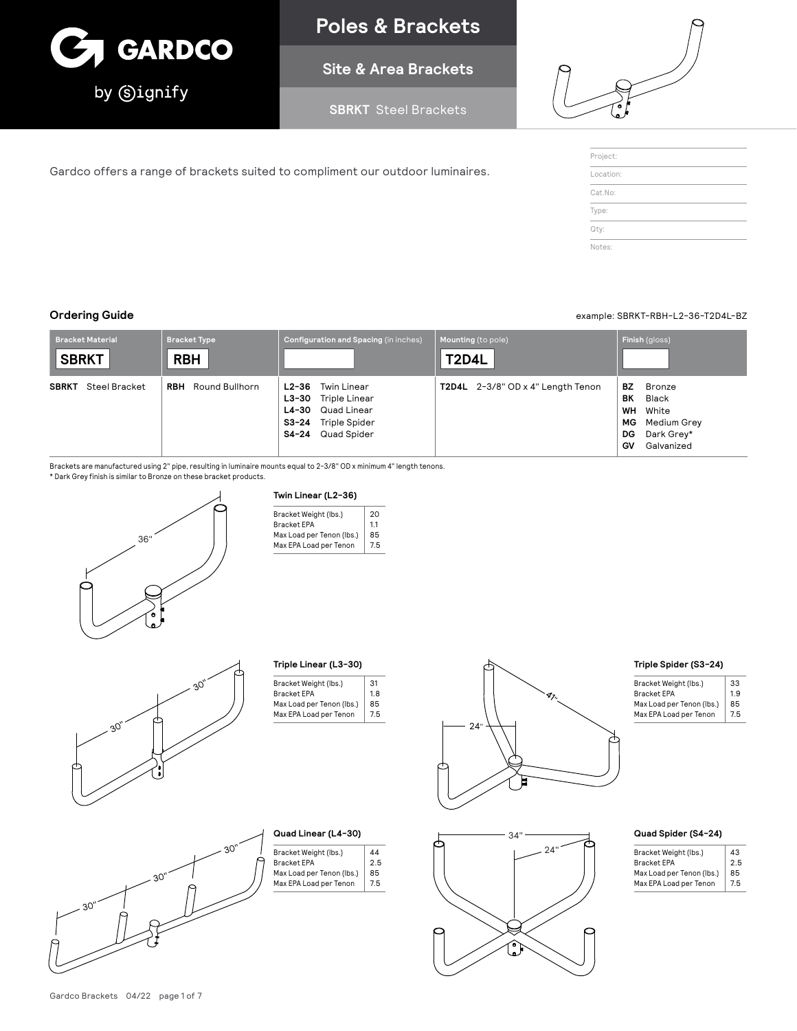# Poles & Brackets

## Site & Area Brackets

**SBRKT** Steel Brackets

Gardco offers a range of brackets suited to compliment our outdoor luminaires.

| Project: |
|---|
| Location: |
| Cat.No: |
| Type: |
| Qty: |
| Notes: |

### Ordering Guide

example: SBRKT-RBH-L2-36-T2D4L-BZ

| Bracket Material | Bracket Type | Configuration and Spacing (in inches) | Mounting (to pole) | Finish (gloss) |
|---|---|---|---|---|
| SBRKT | RBH | | T2D4L | |
| **SBRKT** Steel Bracket | **RBH** Round Bullhorn | **L2-36** Twin Linear<br>**L3-30** Triple Linear<br>**L4-30** Quad Linear<br>**S3-24** Triple Spider<br>**S4-24** Quad Spider | **T2D4L** 2-3/8" OD x 4" Length Tenon | **BZ** Bronze<br>**BK** Black<br>**WH** White<br>**MG** Medium Grey<br>**DG** Dark Grey*<br>**GV** Galvanized |

Brackets are manufactured using 2" pipe, resulting in luminaire mounts equal to 2-3/8" OD x minimum 4" length tenons.
* Dark Grey finish is similar to Bronze on these bracket products.

36"

#### Twin Linear (L2-36)

| | |
|---|---|
| Bracket Weight (lbs.) | 20 |
| Bracket EPA | 1.1 |
| Max Load per Tenon (lbs.) | 85 |
| Max EPA Load per Tenon | 7.5 |

30" 30"

#### Triple Linear (L3-30)

| | |
|---|---|
| Bracket Weight (lbs.) | 31 |
| Bracket EPA | 1.8 |
| Max Load per Tenon (lbs.) | 85 |
| Max EPA Load per Tenon | 7.5 |

41" 24"

#### Triple Spider (S3-24)

| | |
|---|---|
| Bracket Weight (lbs.) | 33 |
| Bracket EPA | 1.9 |
| Max Load per Tenon (lbs.) | 85 |
| Max EPA Load per Tenon | 7.5 |

30" 30" 30"

#### Quad Linear (L4-30)

| | |
|---|---|
| Bracket Weight (lbs.) | 44 |
| Bracket EPA | 2.5 |
| Max Load per Tenon (lbs.) | 85 |
| Max EPA Load per Tenon | 7.5 |

34" 24"

#### Quad Spider (S4-24)

| | |
|---|---|
| Bracket Weight (lbs.) | 43 |
| Bracket EPA | 2.5 |
| Max Load per Tenon (lbs.) | 85 |
| Max EPA Load per Tenon | 7.5 |

Gardco Brackets 04/22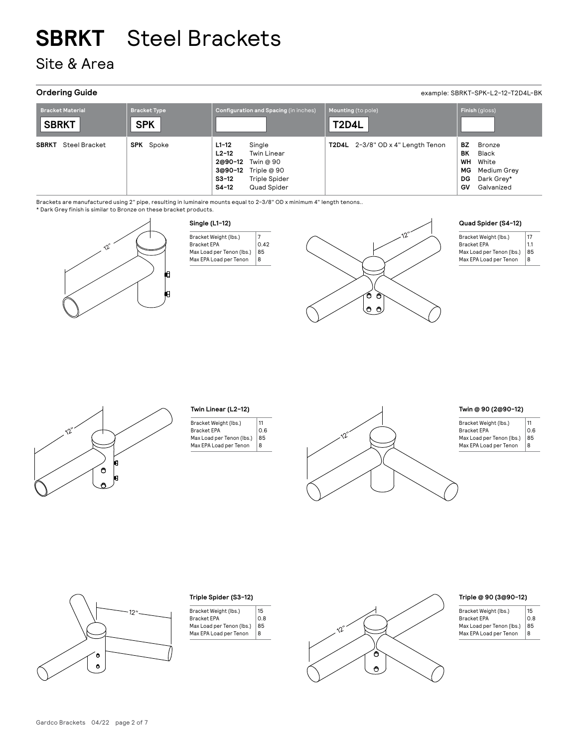# SBRKT Steel Brackets

## Site & Area

### Ordering Guide

example: SBRKT-SPK-L2-12-T2D4L-BK

| Bracket Material | Bracket Type | Configuration and Spacing (in inches) | Mounting (to pole) | Finish (gloss) |
|---|---|---|---|---|
| SBRKT | SPK | | T2D4L | |
| **SBRKT** Steel Bracket | **SPK** Spoke | **L1-12** Single<br>**L2-12** Twin Linear<br>**2@90-12** Twin @ 90<br>**3@90-12** Triple @ 90<br>**S3-12** Triple Spider<br>**S4-12** Quad Spider | **T2D4L** 2-3/8" OD x 4" Length Tenon | **BZ** Bronze<br>**BK** Black<br>**WH** White<br>**MG** Medium Grey<br>**DG** Dark Grey*<br>**GV** Galvanized |

Brackets are manufactured using 2" pipe, resulting in luminaire mounts equal to 2-3/8" OD x minimum 4" length tenons..
* Dark Grey finish is similar to Bronze on these bracket products.

12"

#### Single (L1-12)

| | |
|---|---|
| Bracket Weight (lbs.) | 7 |
| Bracket EPA | 0.42 |
| Max Load per Tenon (lbs.) | 85 |
| Max EPA Load per Tenon | 8 |

12"

#### Quad Spider (S4-12)

| | |
|---|---|
| Bracket Weight (lbs.) | 17 |
| Bracket EPA | 1.1 |
| Max Load per Tenon (lbs.) | 85 |
| Max EPA Load per Tenon | 8 |

12"

#### Twin Linear (L2-12)

| | |
|---|---|
| Bracket Weight (lbs.) | 11 |
| Bracket EPA | 0.6 |
| Max Load per Tenon (lbs.) | 85 |
| Max EPA Load per Tenon | 8 |

12"

#### Twin @ 90 (2@90-12)

| | |
|---|---|
| Bracket Weight (lbs.) | 11 |
| Bracket EPA | 0.6 |
| Max Load per Tenon (lbs.) | 85 |
| Max EPA Load per Tenon | 8 |

12"

#### Triple Spider (S3-12)

| | |
|---|---|
| Bracket Weight (lbs.) | 15 |
| Bracket EPA | 0.8 |
| Max Load per Tenon (lbs.) | 85 |
| Max EPA Load per Tenon | 8 |

12"

#### Triple @ 90 (3@90-12)

| | |
|---|---|
| Bracket Weight (lbs.) | 15 |
| Bracket EPA | 0.8 |
| Max Load per Tenon (lbs.) | 85 |
| Max EPA Load per Tenon | 8 |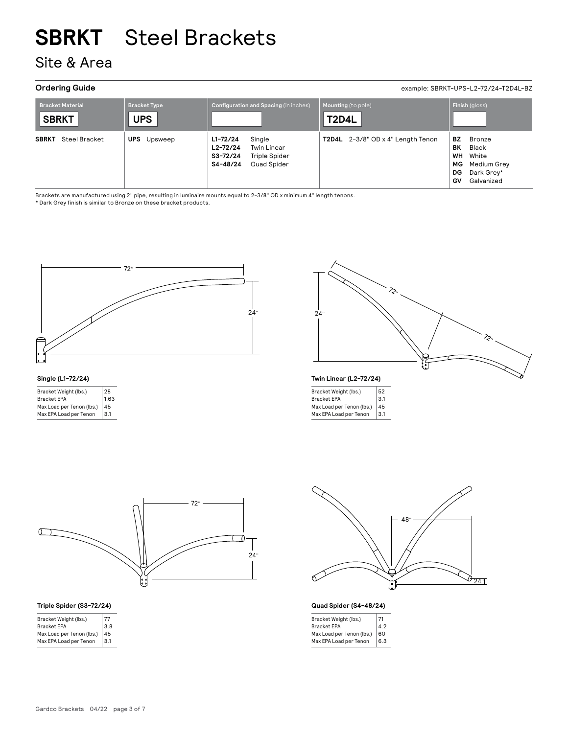# SBRKT Steel Brackets

## Site & Area

### Ordering Guide

example: SBRKT-UPS-L2-72/24-T2D4L-BZ

| Bracket Material | Bracket Type | Configuration and Spacing (in inches) | Mounting (to pole) | Finish (gloss) |
|---|---|---|---|---|
| SBRKT | UPS | | T2D4L | |
| **SBRKT** Steel Bracket | **UPS** Upsweep | **L1-72/24** Single<br>**L2-72/24** Twin Linear<br>**S3-72/24** Triple Spider<br>**S4-48/24** Quad Spider | **T2D4L** 2-3/8" OD x 4" Length Tenon | **BZ** Bronze<br>**BK** Black<br>**WH** White<br>**MG** Medium Grey<br>**DG** Dark Grey*<br>**GV** Galvanized |

Brackets are manufactured using 2" pipe, resulting in luminaire mounts equal to 2-3/8" OD x minimum 4" length tenons.

* Dark Grey finish is similar to Bronze on these bracket products.

72" 24"

**Single (L1-72/24)**

| Bracket Weight (lbs.) | 28 |
|---|---|
| Bracket EPA | 1.63 |
| Max Load per Tenon (lbs.) | 45 |
| Max EPA Load per Tenon | 3.1 |

72" 72" 24"

**Twin Linear (L2-72/24)**

| Bracket Weight (lbs.) | 52 |
|---|---|
| Bracket EPA | 3.1 |
| Max Load per Tenon (lbs.) | 45 |
| Max EPA Load per Tenon | 3.1 |

72" 24"

**Triple Spider (S3-72/24)**

| Bracket Weight (lbs.) | 77 |
|---|---|
| Bracket EPA | 3.8 |
| Max Load per Tenon (lbs.) | 45 |
| Max EPA Load per Tenon | 3.1 |

48" 24"

**Quad Spider (S4-48/24)**

| Bracket Weight (lbs.) | 71 |
|---|---|
| Bracket EPA | 4.2 |
| Max Load per Tenon (lbs.) | 60 |
| Max EPA Load per Tenon | 6.3 |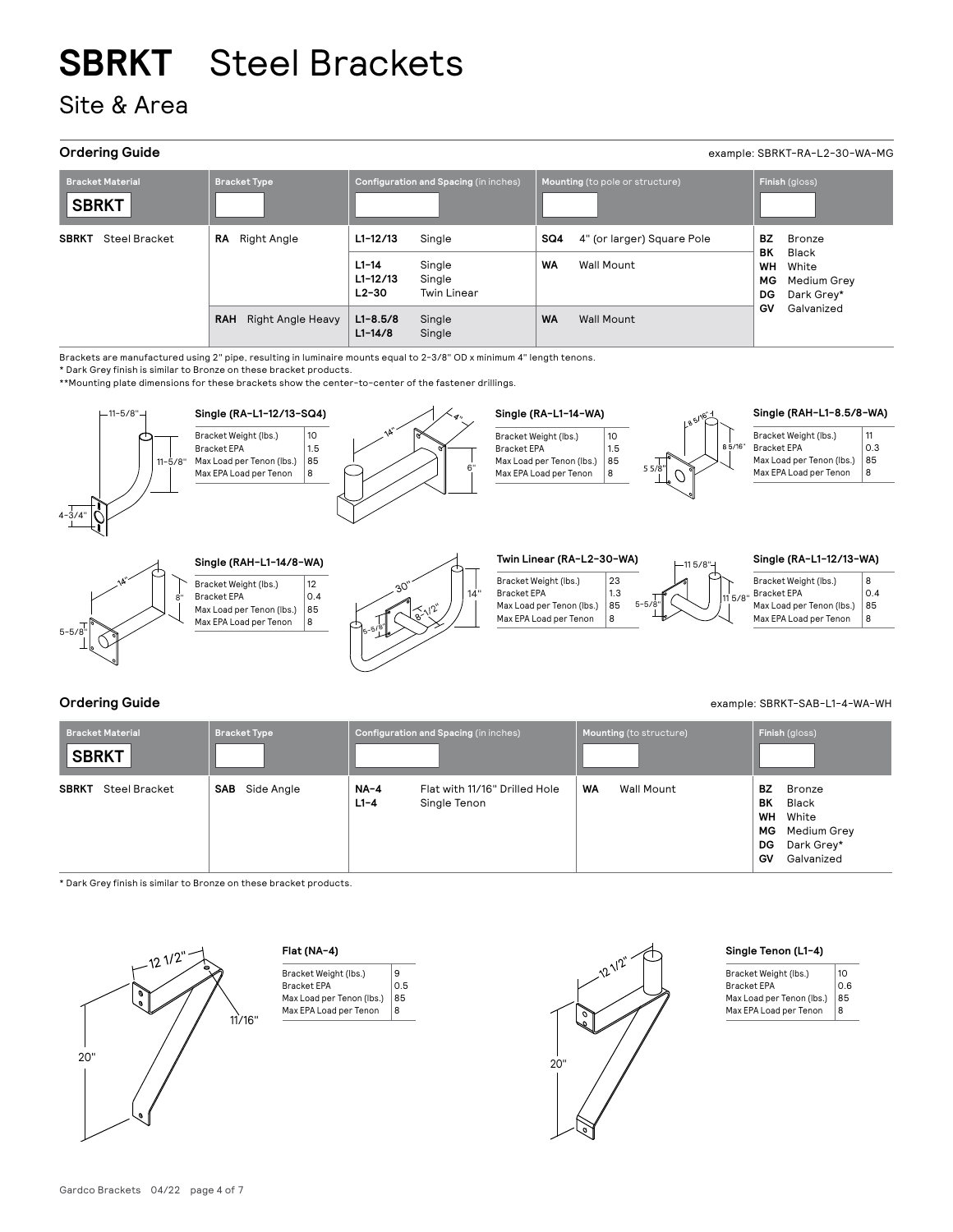# SBRKT Steel Brackets

## Site & Area

### Ordering Guide

example: SBRKT-RA-L2-30-WA-MG

| Bracket Material | Bracket Type | Configuration and Spacing (in inches) | Mounting (to pole or structure) | Finish (gloss) |
|---|---|---|---|---|
| **SBRKT** Steel Bracket | **RA** Right Angle | **L1-12/13** Single | **SQ4** 4" (or larger) Square Pole | **BZ** Bronze<br>**BK** Black<br>**WH** White<br>**MG** Medium Grey<br>**DG** Dark Grey*<br>**GV** Galvanized |
| | | **L1-14** Single<br>**L1-12/13** Single<br>**L2-30** Twin Linear | **WA** Wall Mount | |
| | **RAH** Right Angle Heavy | **L1-8.5/8** Single<br>**L1-14/8** Single | **WA** Wall Mount | |

Brackets are manufactured using 2" pipe, resulting in luminaire mounts equal to 2-3/8" OD x minimum 4" length tenons.

\* Dark Grey finish is similar to Bronze on these bracket products.

\*\*Mounting plate dimensions for these brackets show the center-to-center of the fastener drillings.

#### Single (RA-L1-12/13-SQ4)

| | |
|---|---|
| Bracket Weight (lbs.) | 10 |
| Bracket EPA | 1.5 |
| Max Load per Tenon (lbs.) | 85 |
| Max EPA Load per Tenon | 8 |

#### Single (RA-L1-14-WA)

| | |
|---|---|
| Bracket Weight (lbs.) | 10 |
| Bracket EPA | 1.5 |
| Max Load per Tenon (lbs.) | 85 |
| Max EPA Load per Tenon | 8 |

#### Single (RAH-L1-8.5/8-WA)

| | |
|---|---|
| Bracket Weight (lbs.) | 11 |
| Bracket EPA | 0.3 |
| Max Load per Tenon (lbs.) | 85 |
| Max EPA Load per Tenon | 8 |

#### Single (RAH-L1-14/8-WA)

| | |
|---|---|
| Bracket Weight (lbs.) | 12 |
| Bracket EPA | 0.4 |
| Max Load per Tenon (lbs.) | 85 |
| Max EPA Load per Tenon | 8 |

#### Twin Linear (RA-L2-30-WA)

| | |
|---|---|
| Bracket Weight (lbs.) | 23 |
| Bracket EPA | 1.3 |
| Max Load per Tenon (lbs.) | 85 |
| Max EPA Load per Tenon | 8 |

#### Single (RA-L1-12/13-WA)

| | |
|---|---|
| Bracket Weight (lbs.) | 8 |
| Bracket EPA | 0.4 |
| Max Load per Tenon (lbs.) | 85 |
| Max EPA Load per Tenon | 8 |

### Ordering Guide

example: SBRKT-SAB-L1-4-WA-WH

| Bracket Material | Bracket Type | Configuration and Spacing (in inches) | Mounting (to structure) | Finish (gloss) |
|---|---|---|---|---|
| **SBRKT** Steel Bracket | **SAB** Side Angle | **NA-4** Flat with 11/16" Drilled Hole<br>**L1-4** Single Tenon | **WA** Wall Mount | **BZ** Bronze<br>**BK** Black<br>**WH** White<br>**MG** Medium Grey<br>**DG** Dark Grey*<br>**GV** Galvanized |

\* Dark Grey finish is similar to Bronze on these bracket products.

#### Flat (NA-4)

| | |
|---|---|
| Bracket Weight (lbs.) | 9 |
| Bracket EPA | 0.5 |
| Max Load per Tenon (lbs.) | 85 |
| Max EPA Load per Tenon | 8 |

#### Single Tenon (L1-4)

| | |
|---|---|
| Bracket Weight (lbs.) | 10 |
| Bracket EPA | 0.6 |
| Max Load per Tenon (lbs.) | 85 |
| Max EPA Load per Tenon | 8 |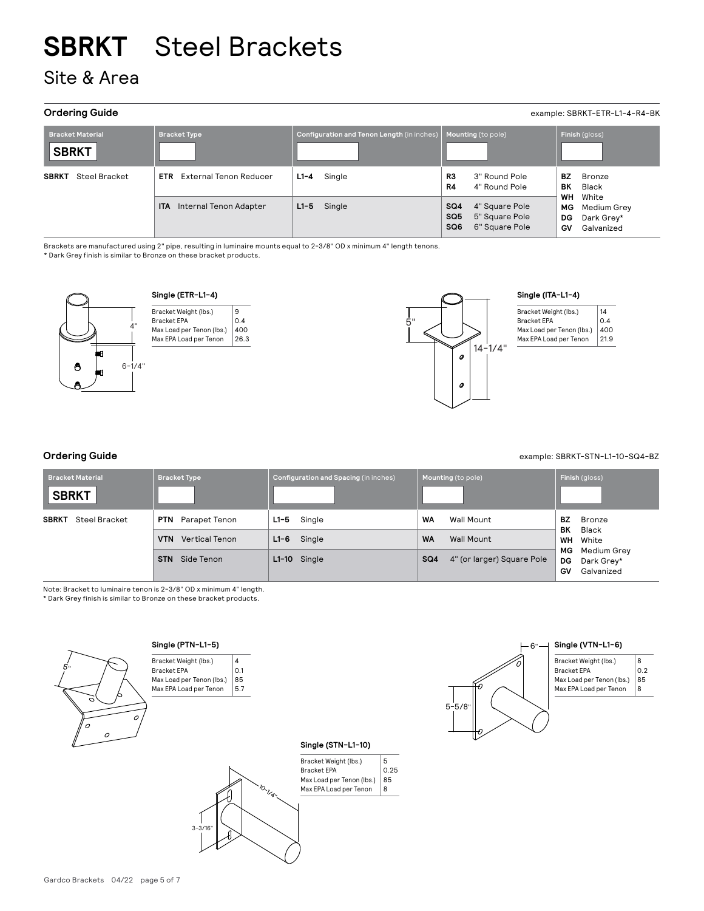# SBRKT Steel Brackets

## Site & Area

### Ordering Guide

example: SBRKT-ETR-L1-4-R4-BK

| Bracket Material | Bracket Type | Configuration and Tenon Length (in inches) | Mounting (to pole) | Finish (gloss) |
|---|---|---|---|---|
| SBRKT | | | | |
| **SBRKT** Steel Bracket | **ETR** External Tenon Reducer | **L1-4** Single | **R3** 3" Round Pole<br>**R4** 4" Round Pole | **BZ** Bronze<br>**BK** Black<br>**WH** White<br>**MG** Medium Grey<br>**DG** Dark Grey*<br>**GV** Galvanized |
| | **ITA** Internal Tenon Adapter | **L1-5** Single | **SQ4** 4" Square Pole<br>**SQ5** 5" Square Pole<br>**SQ6** 6" Square Pole | |

Brackets are manufactured using 2" pipe, resulting in luminaire mounts equal to 2-3/8" OD x minimum 4" length tenons.
* Dark Grey finish is similar to Bronze on these bracket products.

4"
6-1/4"

**Single (ETR-L1-4)**

| | |
|---|---|
| Bracket Weight (lbs.) | 9 |
| Bracket EPA | 0.4 |
| Max Load per Tenon (lbs.) | 400 |
| Max EPA Load per Tenon | 26.3 |

5"
14-1/4"

**Single (ITA-L1-4)**

| | |
|---|---|
| Bracket Weight (lbs.) | 14 |
| Bracket EPA | 0.4 |
| Max Load per Tenon (lbs.) | 400 |
| Max EPA Load per Tenon | 21.9 |

### Ordering Guide

example: SBRKT-STN-L1-10-SQ4-BZ

| Bracket Material | Bracket Type | Configuration and Spacing (in inches) | Mounting (to pole) | Finish (gloss) |
|---|---|---|---|---|
| SBRKT | | | | |
| **SBRKT** Steel Bracket | **PTN** Parapet Tenon | **L1-5** Single | **WA** Wall Mount | **BZ** Bronze<br>**BK** Black<br>**WH** White<br>**MG** Medium Grey<br>**DG** Dark Grey*<br>**GV** Galvanized |
| | **VTN** Vertical Tenon | **L1-6** Single | **WA** Wall Mount | |
| | **STN** Side Tenon | **L1-10** Single | **SQ4** 4" (or larger) Square Pole | |

Note: Bracket to luminaire tenon is 2-3/8" OD x minimum 4" length.
* Dark Grey finish is similar to Bronze on these bracket products.

5"

**Single (PTN-L1-5)**

| | |
|---|---|
| Bracket Weight (lbs.) | 4 |
| Bracket EPA | 0.1 |
| Max Load per Tenon (lbs.) | 85 |
| Max EPA Load per Tenon | 5.7 |

6"
5-5/8"

**Single (VTN-L1-6)**

| | |
|---|---|
| Bracket Weight (lbs.) | 8 |
| Bracket EPA | 0.2 |
| Max Load per Tenon (lbs.) | 85 |
| Max EPA Load per Tenon | 8 |

10-1/4"
3-3/16"

**Single (STN-L1-10)**

| | |
|---|---|
| Bracket Weight (lbs.) | 5 |
| Bracket EPA | 0.25 |
| Max Load per Tenon (lbs.) | 85 |
| Max EPA Load per Tenon | 8 |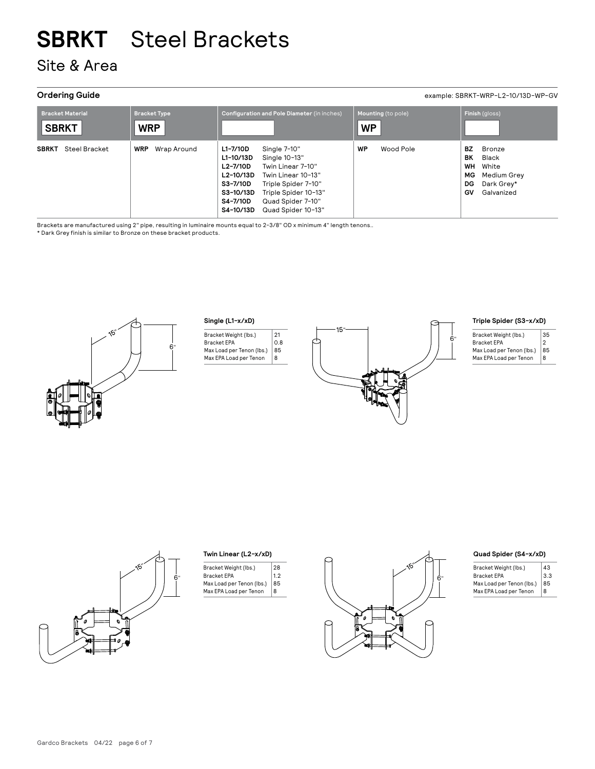# SBRKT Steel Brackets

## Site & Area

### Ordering Guide

example: SBRKT-WRP-L2-10/13D-WP-GV

| Bracket Material | Bracket Type | Configuration and Pole Diameter (in inches) | Mounting (to pole) | Finish (gloss) |
|---|---|---|---|---|
| SBRKT | WRP | | WP | |
| **SBRKT** Steel Bracket | **WRP** Wrap Around | **L1-7/10D** Single 7-10"<br>**L1-10/13D** Single 10-13"<br>**L2-7/10D** Twin Linear 7-10"<br>**L2-10/13D** Twin Linear 10-13"<br>**S3-7/10D** Triple Spider 7-10"<br>**S3-10/13D** Triple Spider 10-13"<br>**S4-7/10D** Quad Spider 7-10"<br>**S4-10/13D** Quad Spider 10-13" | **WP** Wood Pole | **BZ** Bronze<br>**BK** Black<br>**WH** White<br>**MG** Medium Grey<br>**DG** Dark Grey*<br>**GV** Galvanized |

Brackets are manufactured using 2" pipe, resulting in luminaire mounts equal to 2-3/8" OD x minimum 4" length tenons..

* Dark Grey finish is similar to Bronze on these bracket products.

#### Single (L1-x/xD)

| | |
|---|---|
| Bracket Weight (lbs.) | 21 |
| Bracket EPA | 0.8 |
| Max Load per Tenon (lbs.) | 85 |
| Max EPA Load per Tenon | 8 |

#### Triple Spider (S3-x/xD)

| | |
|---|---|
| Bracket Weight (lbs.) | 35 |
| Bracket EPA | 2 |
| Max Load per Tenon (lbs.) | 85 |
| Max EPA Load per Tenon | 8 |

#### Twin Linear (L2-x/xD)

| | |
|---|---|
| Bracket Weight (lbs.) | 28 |
| Bracket EPA | 1.2 |
| Max Load per Tenon (lbs.) | 85 |
| Max EPA Load per Tenon | 8 |

#### Quad Spider (S4-x/xD)

| | |
|---|---|
| Bracket Weight (lbs.) | 43 |
| Bracket EPA | 3.3 |
| Max Load per Tenon (lbs.) | 85 |
| Max EPA Load per Tenon | 8 |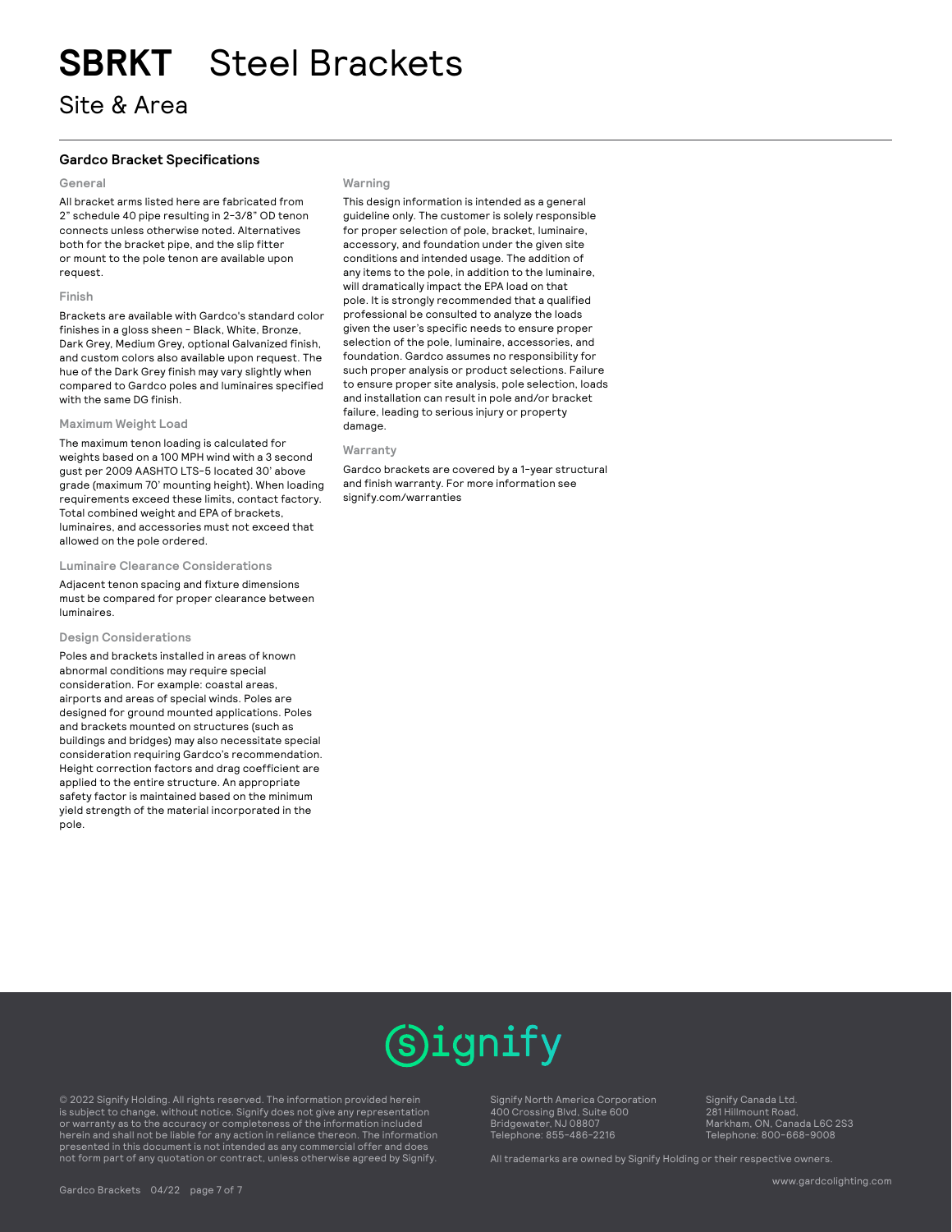# SBRKT Steel Brackets

## Site & Area

### Gardco Bracket Specifications

#### General

All bracket arms listed here are fabricated from 2" schedule 40 pipe resulting in 2-3/8" OD tenon connects unless otherwise noted. Alternatives both for the bracket pipe, and the slip fitter or mount to the pole tenon are available upon request.

#### Finish

Brackets are available with Gardco's standard color finishes in a gloss sheen - Black, White, Bronze, Dark Grey, Medium Grey, optional Galvanized finish, and custom colors also available upon request. The hue of the Dark Grey finish may vary slightly when compared to Gardco poles and luminaires specified with the same DG finish.

#### Maximum Weight Load

The maximum tenon loading is calculated for weights based on a 100 MPH wind with a 3 second gust per 2009 AASHTO LTS-5 located 30' above grade (maximum 70' mounting height). When loading requirements exceed these limits, contact factory. Total combined weight and EPA of brackets, luminaires, and accessories must not exceed that allowed on the pole ordered.

#### Luminaire Clearance Considerations

Adjacent tenon spacing and fixture dimensions must be compared for proper clearance between luminaires.

#### Design Considerations

Poles and brackets installed in areas of known abnormal conditions may require special consideration. For example: coastal areas, airports and areas of special winds. Poles are designed for ground mounted applications. Poles and brackets mounted on structures (such as buildings and bridges) may also necessitate special consideration requiring Gardco's recommendation. Height correction factors and drag coefficient are applied to the entire structure. An appropriate safety factor is maintained based on the minimum yield strength of the material incorporated in the pole.

#### Warning

This design information is intended as a general guideline only. The customer is solely responsible for proper selection of pole, bracket, luminaire, accessory, and foundation under the given site conditions and intended usage. The addition of any items to the pole, in addition to the luminaire, will dramatically impact the EPA load on that pole. It is strongly recommended that a qualified professional be consulted to analyze the loads given the user's specific needs to ensure proper selection of the pole, luminaire, accessories, and foundation. Gardco assumes no responsibility for such proper analysis or product selections. Failure to ensure proper site analysis, pole selection, loads and installation can result in pole and/or bracket failure, leading to serious injury or property damage.

#### Warranty

Gardco brackets are covered by a 1-year structural and finish warranty. For more information see signify.com/warranties

Signify

© 2022 Signify Holding. All rights reserved. The information provided herein is subject to change, without notice. Signify does not give any representation or warranty as to the accuracy or completeness of the information included herein and shall not be liable for any action in reliance thereon. The information presented in this document is not intended as any commercial offer and does not form part of any quotation or contract, unless otherwise agreed by Signify.

Signify North America Corporation
400 Crossing Blvd, Suite 600
Bridgewater, NJ 08807
Telephone: 855-486-2216

Signify Canada Ltd.
281 Hillmount Road,
Markham, ON, Canada L6C 2S3
Telephone: 800-668-9008

All trademarks are owned by Signify Holding or their respective owners.

www.gardcolighting.com